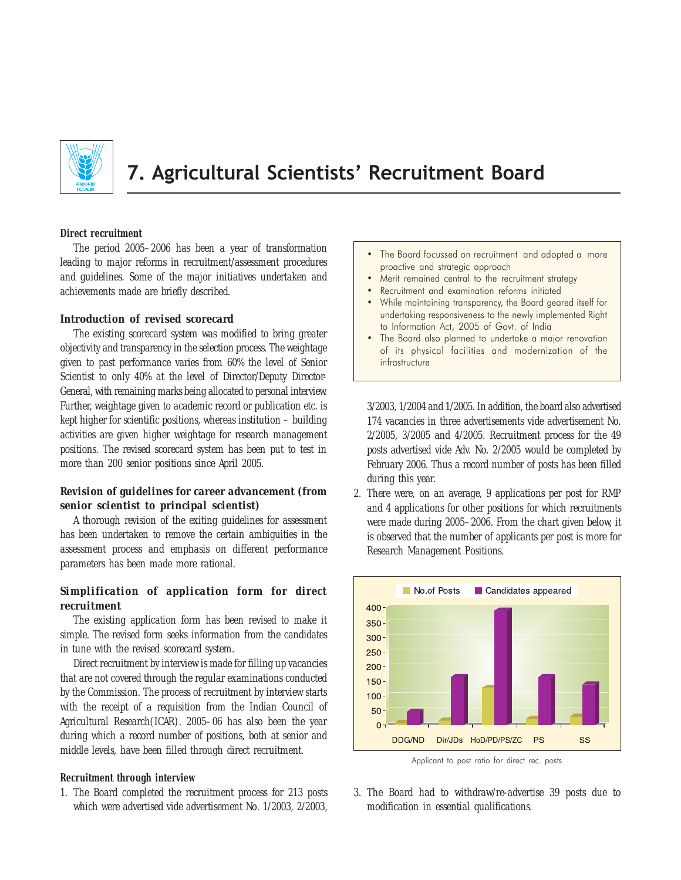# 7. Agricultural Scientists' Recruitment Board

### Direct recruitment

The period 2005–2006 has been a year of transformation leading to major reforms in recruitment/assessment procedures and guidelines. Some of the major initiatives undertaken and achievements made are briefly described.

- The Board focussed on recruitment and adopted a more proactive and strategic approach
- Merit remained central to the recruitment strategy
- Recruitment and examination reforms initiated
- While maintaining transparency, the Board geared itself for undertaking responsiveness to the newly implemented Right to Information Act, 2005 of Govt. of India
- The Board also planned to undertake a major renovation of its physical facilities and modernization of the infrastructure

### Introduction of revised scorecard

The existing scorecard system was modified to bring greater objectivity and transparency in the selection process. The weightage given to past performance varies from 60% the level of Senior Scientist to only 40% at the level of Director/Deputy Director-General, with remaining marks being allocated to personal interview. Further, weightage given to academic record or publication etc. is kept higher for scientific positions, whereas institution – building activities are given higher weightage for research management positions. The revised scorecard system has been put to test in more than 200 senior positions since April 2005.

### Revision of guidelines for career advancement (from senior scientist to principal scientist)

A thorough revision of the exiting guidelines for assessment has been undertaken to remove the certain ambiguities in the assessment process and emphasis on different performance parameters has been made more rational.

### Simplification of application form for direct recruitment

The existing application form has been revised to make it simple. The revised form seeks information from the candidates in tune with the revised scorecard system.

Direct recruitment by interview is made for filling up vacancies that are not covered through the regular examinations conducted by the Commission. The process of recruitment by interview starts with the receipt of a requisition from the Indian Council of Agricultural Research(ICAR). 2005–06 has also been the year during which a record number of positions, both at senior and middle levels, have been filled through direct recruitment.

### Recruitment through interview

1. The Board completed the recruitment process for 213 posts which were advertised vide advertisement No. 1/2003, 2/2003, 3/2003, 1/2004 and 1/2005. In addition, the board also advertised 174 vacancies in three advertisements vide advertisement No. 2/2005, 3/2005 and 4/2005. Recruitment process for the 49 posts advertised vide Adv. No. 2/2005 would be completed by February 2006. Thus a record number of posts has been filled during this year.
2. There were, on an average, 9 applications per post for RMP and 4 applications for other positions for which recruitments were made during 2005–2006. From the chart given below, it is observed that the number of applicants per post is more for Research Management Positions.

Applicant to post ratio for direct rec. posts

3. The Board had to withdraw/re-advertise 39 posts due to modification in essential qualifications.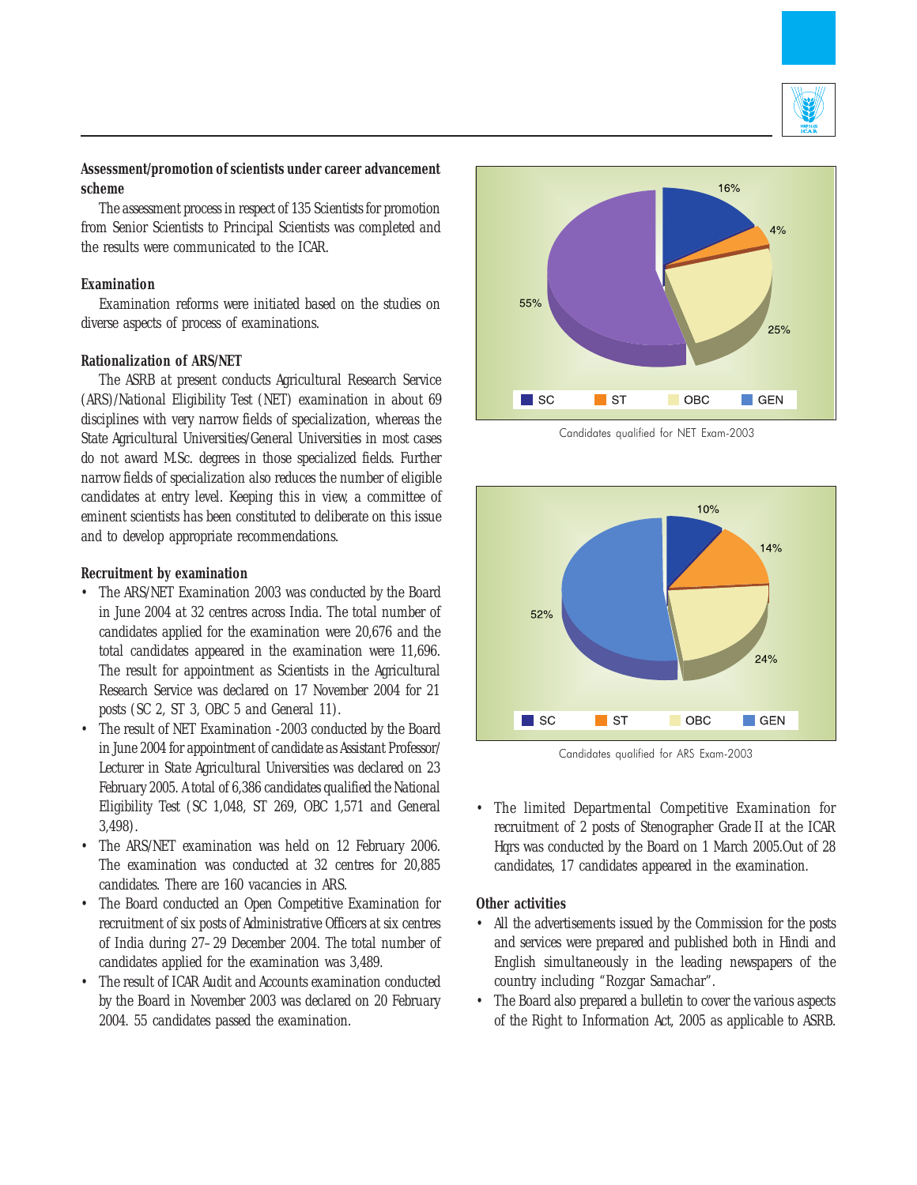### Assessment/promotion of scientists under career advancement scheme

The assessment process in respect of 135 Scientists for promotion from Senior Scientists to Principal Scientists was completed and the results were communicated to the ICAR.

### Examination

Examination reforms were initiated based on the studies on diverse aspects of process of examinations.

### Rationalization of ARS/NET

The ASRB at present conducts Agricultural Research Service (ARS)/National Eligibility Test (NET) examination in about 69 disciplines with very narrow fields of specialization, whereas the State Agricultural Universities/General Universities in most cases do not award M.Sc. degrees in those specialized fields. Further narrow fields of specialization also reduces the number of eligible candidates at entry level. Keeping this in view, a committee of eminent scientists has been constituted to deliberate on this issue and to develop appropriate recommendations.

### Recruitment by examination

- The ARS/NET Examination 2003 was conducted by the Board in June 2004 at 32 centres across India. The total number of candidates applied for the examination were 20,676 and the total candidates appeared in the examination were 11,696. The result for appointment as Scientists in the Agricultural Research Service was declared on 17 November 2004 for 21 posts (SC 2, ST 3, OBC 5 and General 11).
- The result of NET Examination -2003 conducted by the Board in June 2004 for appointment of candidate as Assistant Professor/ Lecturer in State Agricultural Universities was declared on 23 February 2005. A total of 6,386 candidates qualified the National Eligibility Test (SC 1,048, ST 269, OBC 1,571 and General 3,498).
- The ARS/NET examination was held on 12 February 2006. The examination was conducted at 32 centres for 20,885 candidates. There are 160 vacancies in ARS.
- The Board conducted an Open Competitive Examination for recruitment of six posts of Administrative Officers at six centres of India during 27–29 December 2004. The total number of candidates applied for the examination was 3,489.
- The result of ICAR Audit and Accounts examination conducted by the Board in November 2003 was declared on 20 February 2004. 55 candidates passed the examination.

16%
4%
55%
25%
SC ST OBC GEN

Candidates qualified for NET Exam-2003

10%
14%
52%
24%
SC ST OBC GEN

Candidates qualified for ARS Exam-2003

- The limited Departmental Competitive Examination for recruitment of 2 posts of Stenographer Grade II at the ICAR Hqrs was conducted by the Board on 1 March 2005.Out of 28 candidates, 17 candidates appeared in the examination.

### Other activities

- All the advertisements issued by the Commission for the posts and services were prepared and published both in Hindi and English simultaneously in the leading newspapers of the country including “Rozgar Samachar”.
- The Board also prepared a bulletin to cover the various aspects of the Right to Information Act, 2005 as applicable to ASRB.